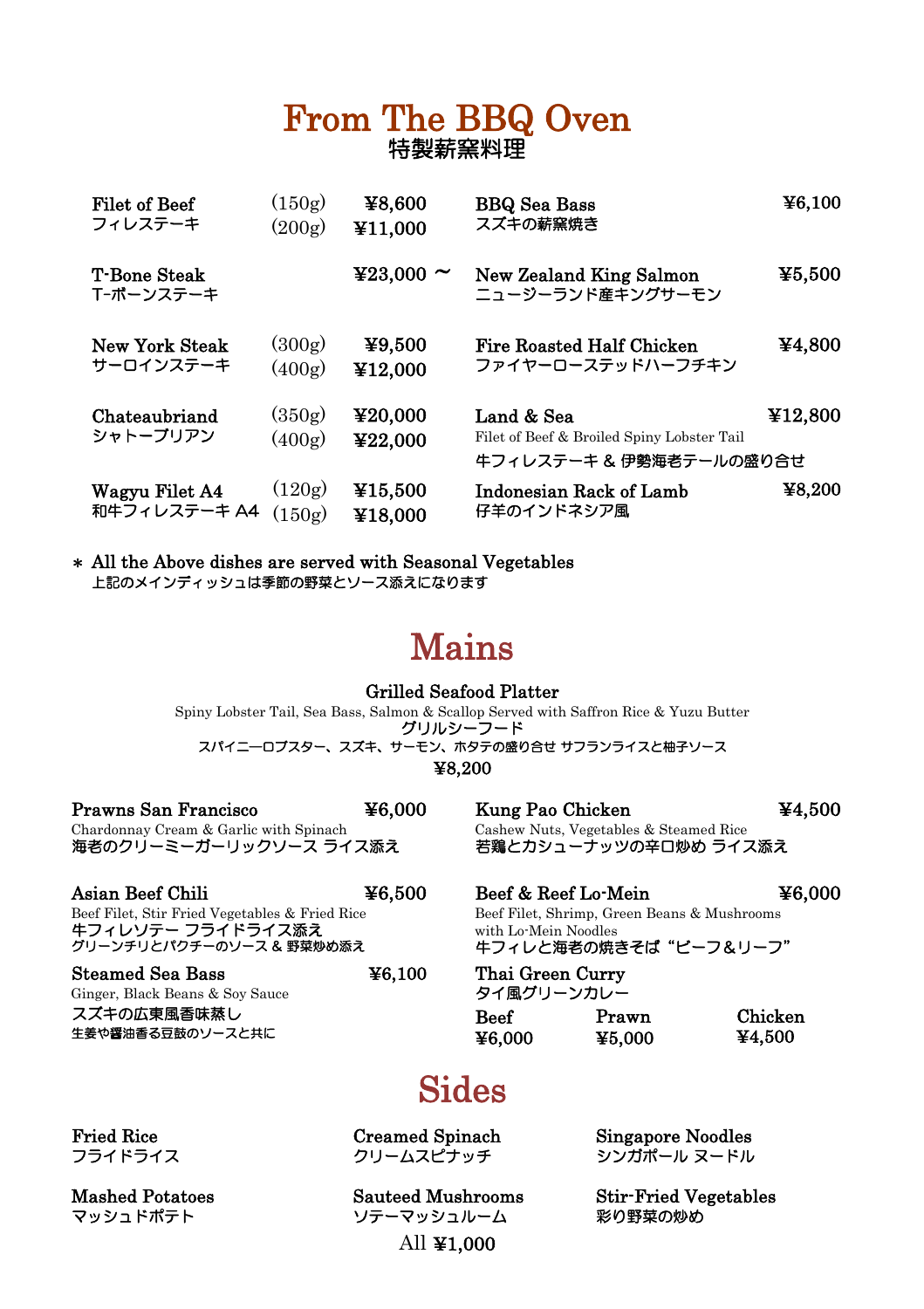# From The BBQ Oven
## 特製薪窯料理

**Filet of Beef**
フィレステーキ
(150g) ¥8,600
(200g) ¥11,000

**T-Bone Steak**
T-ボーンステーキ
¥23,000 ~

**New York Steak**
サーロインステーキ
(300g) ¥9,500
(400g) ¥12,000

**Chateaubriand**
シャトーブリアン
(350g) ¥20,000
(400g) ¥22,000

**Wagyu Filet A4**
和牛フィレステーキ A4
(120g) ¥15,500
(150g) ¥18,000

**BBQ Sea Bass** ¥6,100
スズキの薪窯焼き

**New Zealand King Salmon** ¥5,500
ニュージーランド産キングサーモン

**Fire Roasted Half Chicken** ¥4,800
ファイヤーローステッドハーフチキン

**Land & Sea** ¥12,800
Filet of Beef & Broiled Spiny Lobster Tail
牛フィレステーキ & 伊勢海老テールの盛り合せ

**Indonesian Rack of Lamb** ¥8,200
仔羊のインドネシア風

＊ All the Above dishes are served with Seasonal Vegetables
上記のメインディッシュは季節の野菜とソース添えになります

# Mains

**Grilled Seafood Platter**
Spiny Lobster Tail, Sea Bass, Salmon & Scallop Served with Saffron Rice & Yuzu Butter
グリルシーフード
スパイニーロブスター、スズキ、サーモン、ホタテの盛り合せ サフランライスと柚子ソース
¥8,200

**Prawns San Francisco** ¥6,000
Chardonnay Cream & Garlic with Spinach
海老のクリーミーガーリックソース ライス添え

**Asian Beef Chili** ¥6,500
Beef Filet, Stir Fried Vegetables & Fried Rice
牛フィレソテー フライドライス添え
グリーンチリとパクチーのソース & 野菜炒め添え

**Steamed Sea Bass** ¥6,100
Ginger, Black Beans & Soy Sauce
スズキの広東風香味蒸し
生姜や醤油香る豆鼓のソースと共に

**Kung Pao Chicken** ¥4,500
Cashew Nuts, Vegetables & Steamed Rice
若鶏とカシューナッツの辛口炒め ライス添え

**Beef & Reef Lo-Mein** ¥6,000
Beef Filet, Shrimp, Green Beans & Mushrooms with Lo-Mein Noodles
牛フィレと海老の焼きそば "ビーフ＆リーフ"

**Thai Green Curry**
タイ風グリーンカレー

| Beef | Prawn | Chicken |
|---|---|---|
| ¥6,000 | ¥5,000 | ¥4,500 |

# Sides

**Fried Rice**
フライドライス

**Mashed Potatoes**
マッシュドポテト

**Creamed Spinach**
クリームスピナッチ

**Sauteed Mushrooms**
ソテーマッシュルーム

**Singapore Noodles**
シンガポール ヌードル

**Stir-Fried Vegetables**
彩り野菜の炒め

All ¥1,000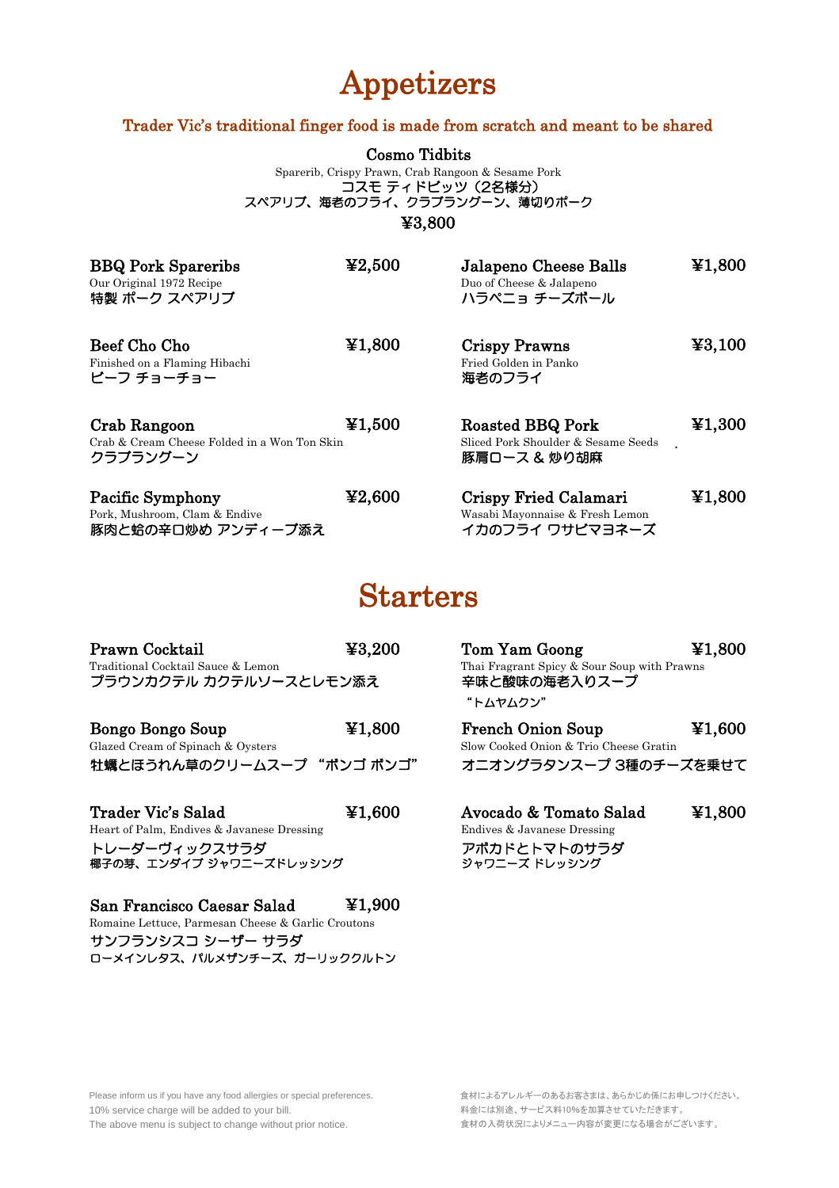# Appetizers

## Trader Vic's traditional finger food is made from scratch and meant to be shared

### Cosmo Tidbits

Sparerib, Crispy Prawn, Crab Rangoon & Sesame Pork
コスモ ティドビッツ（2名様分）
スペアリブ、海老のフライ、クラブラングーン、薄切りポーク

¥3,800

**BBQ Pork Spareribs** ¥2,500
Our Original 1972 Recipe
特製 ポーク スペアリブ

**Beef Cho Cho** ¥1,800
Finished on a Flaming Hibachi
ビーフ チョーチョー

**Crab Rangoon** ¥1,500
Crab & Cream Cheese Folded in a Won Ton Skin
クラブラングーン

**Pacific Symphony** ¥2,600
Pork, Mushroom, Clam & Endive
豚肉と蛤の辛口炒め アンディーブ添え

**Jalapeno Cheese Balls** ¥1,800
Duo of Cheese & Jalapeno
ハラペニョ チーズボール

**Crispy Prawns** ¥3,100
Fried Golden in Panko
海老のフライ

**Roasted BBQ Pork** ¥1,300
Sliced Pork Shoulder & Sesame Seeds
豚肩ロース & 炒り胡麻

**Crispy Fried Calamari** ¥1,800
Wasabi Mayonnaise & Fresh Lemon
イカのフライ ワサビマヨネーズ

# Starters

**Prawn Cocktail** ¥3,200
Traditional Cocktail Sauce & Lemon
プラウンカクテル カクテルソースとレモン添え

**Bongo Bongo Soup** ¥1,800
Glazed Cream of Spinach & Oysters
牡蠣とほうれん草のクリームスープ "ボンゴ ボンゴ"

**Trader Vic's Salad** ¥1,600
Heart of Palm, Endives & Javanese Dressing
トレーダーヴィックスサラダ
椰子の芽、エンダイブ ジャワニーズドレッシング

**San Francisco Caesar Salad** ¥1,900
Romaine Lettuce, Parmesan Cheese & Garlic Croutons
サンフランシスコ シーザー サラダ
ローメインレタス、パルメザンチーズ、ガーリッククルトン

**Tom Yam Goong** ¥1,800
Thai Fragrant Spicy & Sour Soup with Prawns
辛味と酸味の海老入りスープ
"トムヤムクン"

**French Onion Soup** ¥1,600
Slow Cooked Onion & Trio Cheese Gratin
オニオングラタンスープ 3種のチーズを乗せて

**Avocado & Tomato Salad** ¥1,800
Endives & Javanese Dressing
アボカドとトマトのサラダ
ジャワニーズ ドレッシング

Please inform us if you have any food allergies or special preferences.
10% service charge will be added to your bill.
The above menu is subject to change without prior notice.

食材によるアレルギーのあるお客さまは、あらかじめ係にお申しつけください。
料金には別途、サービス料10%を加算させていただきます。
食材の入荷状況によりメニュー内容が変更になる場合がございます。